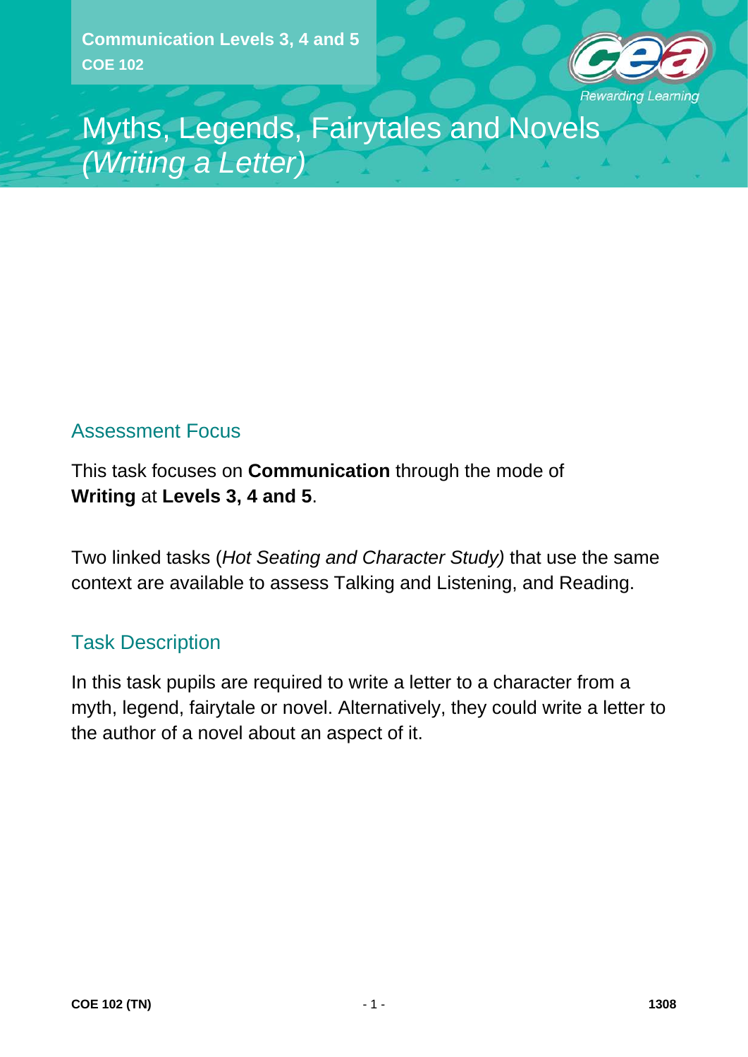**Communication Levels 3, 4 and 5**
**COE 102**

# Myths, Legends, Fairytales and Novels *(Writing a Letter)*

## Assessment Focus

This task focuses on **Communication** through the mode of **Writing** at **Levels 3, 4 and 5**.

Two linked tasks (*Hot Seating and Character Study)* that use the same context are available to assess Talking and Listening, and Reading.

## Task Description

In this task pupils are required to write a letter to a character from a myth, legend, fairytale or novel. Alternatively, they could write a letter to the author of a novel about an aspect of it.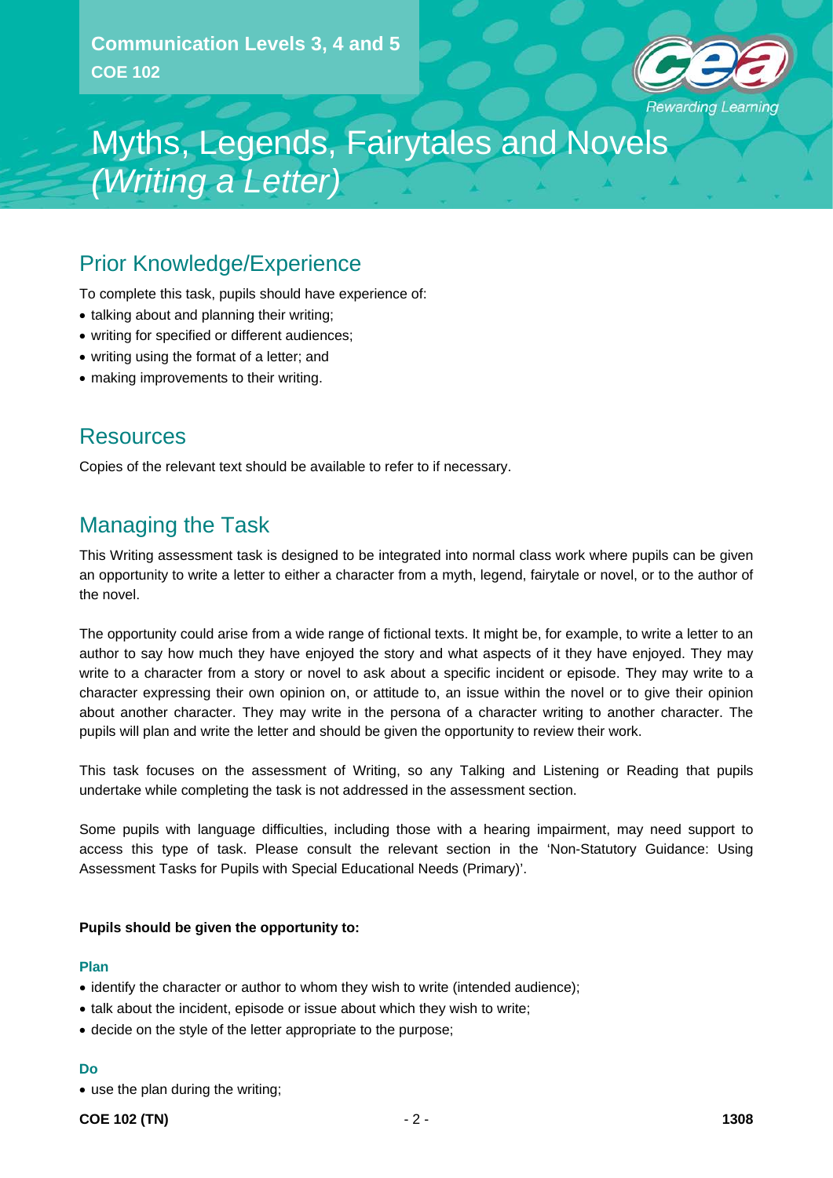Communication Levels 3, 4 and 5

COE 102

# Myths, Legends, Fairytales and Novels *(Writing a Letter)*

## Prior Knowledge/Experience

To complete this task, pupils should have experience of:

- talking about and planning their writing;
- writing for specified or different audiences;
- writing using the format of a letter; and
- making improvements to their writing.

## Resources

Copies of the relevant text should be available to refer to if necessary.

## Managing the Task

This Writing assessment task is designed to be integrated into normal class work where pupils can be given an opportunity to write a letter to either a character from a myth, legend, fairytale or novel, or to the author of the novel.

The opportunity could arise from a wide range of fictional texts. It might be, for example, to write a letter to an author to say how much they have enjoyed the story and what aspects of it they have enjoyed. They may write to a character from a story or novel to ask about a specific incident or episode. They may write to a character expressing their own opinion on, or attitude to, an issue within the novel or to give their opinion about another character. They may write in the persona of a character writing to another character. The pupils will plan and write the letter and should be given the opportunity to review their work.

This task focuses on the assessment of Writing, so any Talking and Listening or Reading that pupils undertake while completing the task is not addressed in the assessment section.

Some pupils with language difficulties, including those with a hearing impairment, may need support to access this type of task. Please consult the relevant section in the 'Non-Statutory Guidance: Using Assessment Tasks for Pupils with Special Educational Needs (Primary)'.

**Pupils should be given the opportunity to:**

**Plan**

- identify the character or author to whom they wish to write (intended audience);
- talk about the incident, episode or issue about which they wish to write;
- decide on the style of the letter appropriate to the purpose;

**Do**

- use the plan during the writing;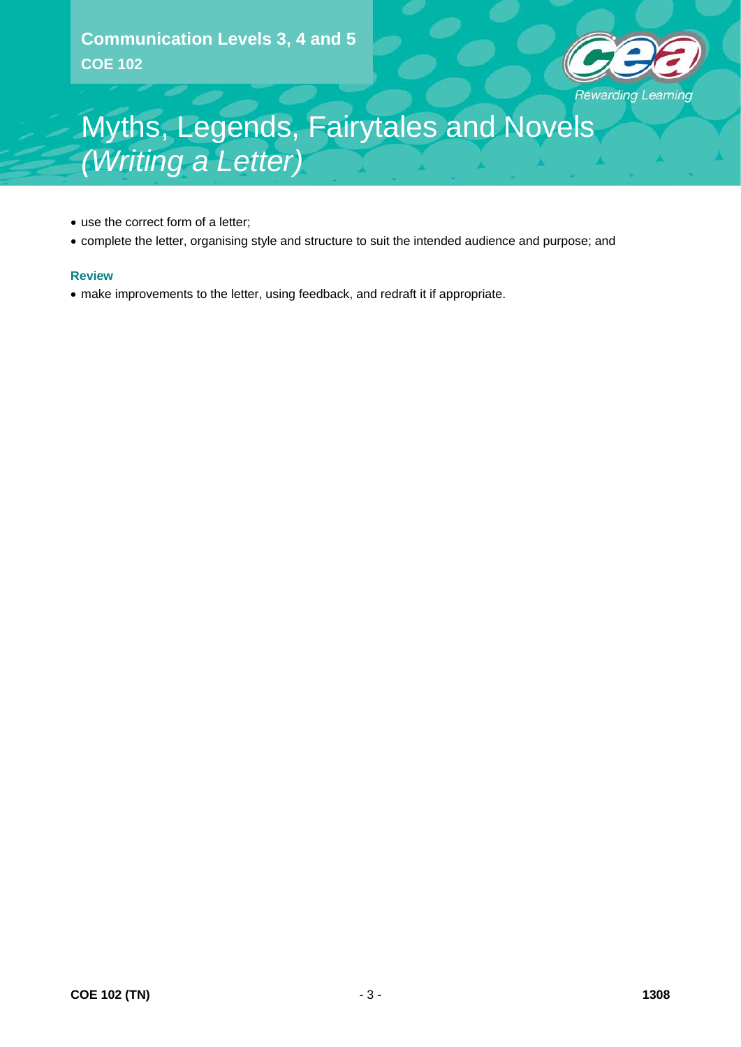Communication Levels 3, 4 and 5
COE 102

# Myths, Legends, Fairytales and Novels *(Writing a Letter)*

- use the correct form of a letter;
- complete the letter, organising style and structure to suit the intended audience and purpose; and

**Review**

- make improvements to the letter, using feedback, and redraft it if appropriate.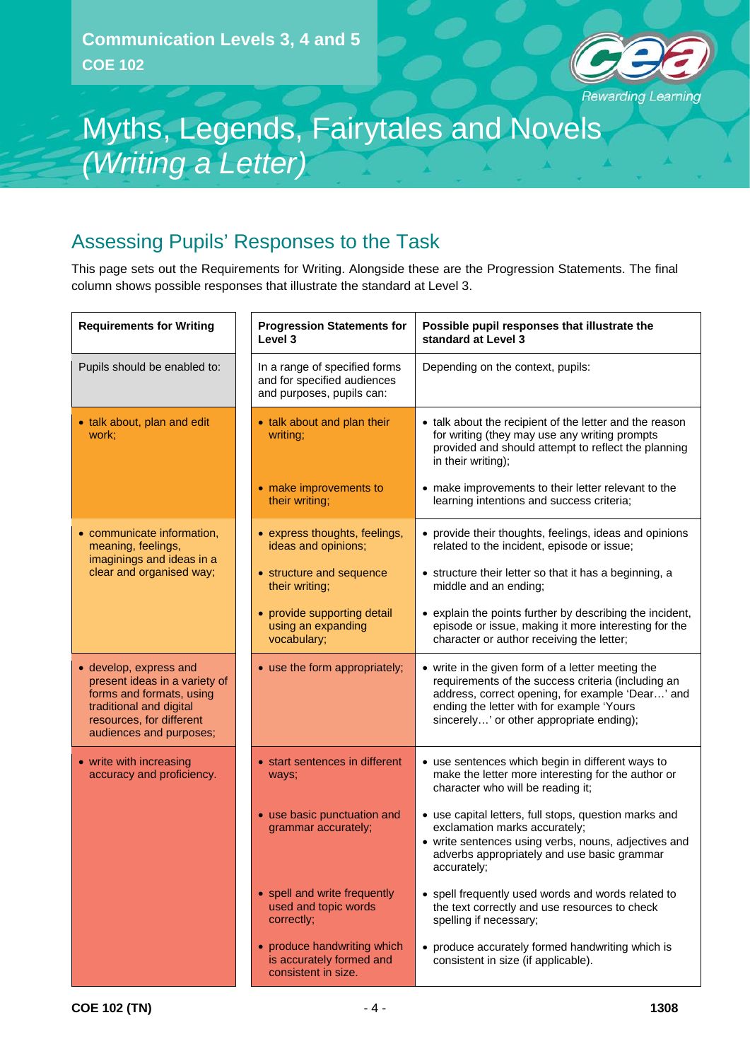Communication Levels 3, 4 and 5
COE 102

# Myths, Legends, Fairytales and Novels *(Writing a Letter)*

## Assessing Pupils' Responses to the Task

This page sets out the Requirements for Writing. Alongside these are the Progression Statements. The final column shows possible responses that illustrate the standard at Level 3.

| Requirements for Writing | Progression Statements for Level 3 | Possible pupil responses that illustrate the standard at Level 3 |
|---|---|---|
| Pupils should be enabled to: | In a range of specified forms and for specified audiences and purposes, pupils can: | Depending on the context, pupils: |
| • talk about, plan and edit work; | • talk about and plan their writing; | • talk about the recipient of the letter and the reason for writing (they may use any writing prompts provided and should attempt to reflect the planning in their writing); |
| | • make improvements to their writing; | • make improvements to their letter relevant to the learning intentions and success criteria; |
| • communicate information, meaning, feelings, imaginings and ideas in a clear and organised way; | • express thoughts, feelings, ideas and opinions; | • provide their thoughts, feelings, ideas and opinions related to the incident, episode or issue; |
| | • structure and sequence their writing; | • structure their letter so that it has a beginning, a middle and an ending; |
| | • provide supporting detail using an expanding vocabulary; | • explain the points further by describing the incident, episode or issue, making it more interesting for the character or author receiving the letter; |
| • develop, express and present ideas in a variety of forms and formats, using traditional and digital resources, for different audiences and purposes; | • use the form appropriately; | • write in the given form of a letter meeting the requirements of the success criteria (including an address, correct opening, for example 'Dear…' and ending the letter with for example 'Yours sincerely…' or other appropriate ending); |
| • write with increasing accuracy and proficiency. | • start sentences in different ways; | • use sentences which begin in different ways to make the letter more interesting for the author or character who will be reading it; |
| | • use basic punctuation and grammar accurately; | • use capital letters, full stops, question marks and exclamation marks accurately;<br>• write sentences using verbs, nouns, adjectives and adverbs appropriately and use basic grammar accurately; |
| | • spell and write frequently used and topic words correctly; | • spell frequently used words and words related to the text correctly and use resources to check spelling if necessary; |
| | • produce handwriting which is accurately formed and consistent in size. | • produce accurately formed handwriting which is consistent in size (if applicable). |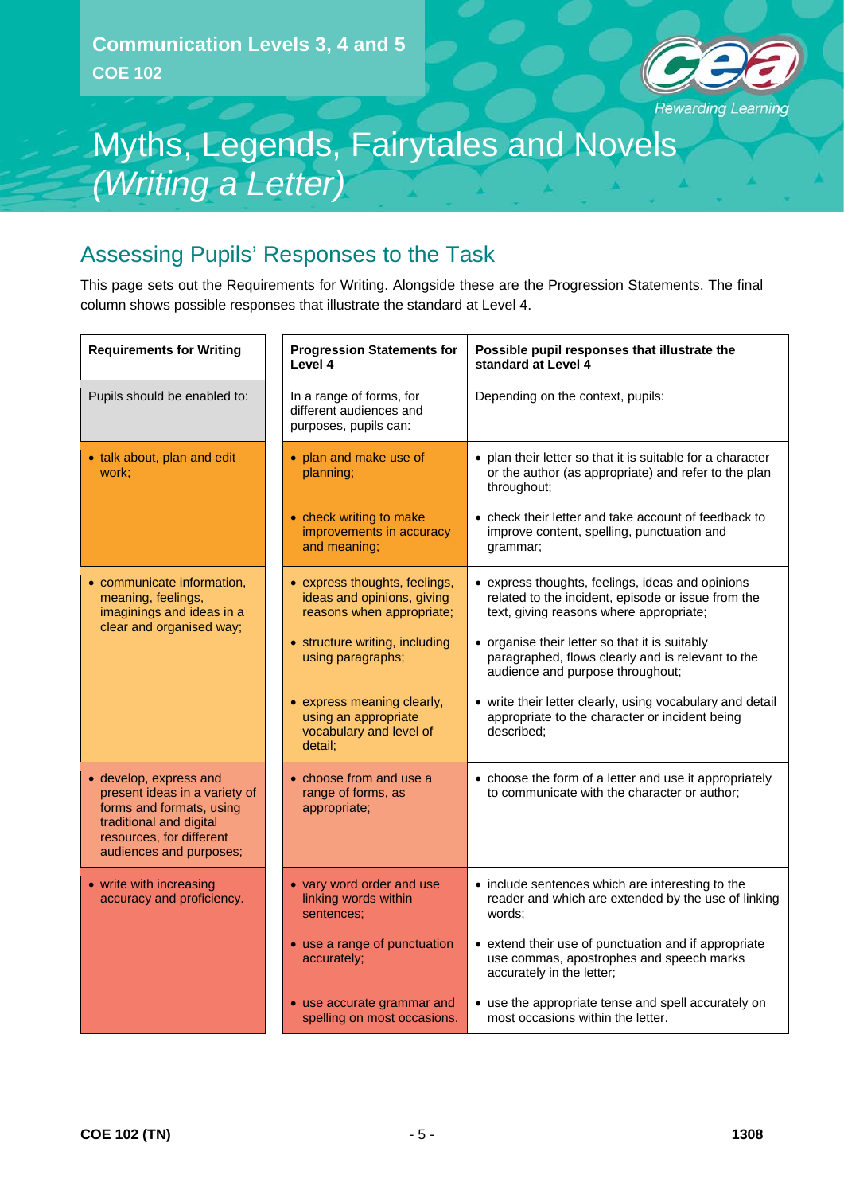Communication Levels 3, 4 and 5
COE 102

# Myths, Legends, Fairytales and Novels *(Writing a Letter)*

## Assessing Pupils' Responses to the Task

This page sets out the Requirements for Writing. Alongside these are the Progression Statements. The final column shows possible responses that illustrate the standard at Level 4.

| Requirements for Writing | Progression Statements for Level 4 | Possible pupil responses that illustrate the standard at Level 4 |
|---|---|---|
| Pupils should be enabled to: | In a range of forms, for different audiences and purposes, pupils can: | Depending on the context, pupils: |
| • talk about, plan and edit work; | • plan and make use of planning; | • plan their letter so that it is suitable for a character or the author (as appropriate) and refer to the plan throughout; |
| | • check writing to make improvements in accuracy and meaning; | • check their letter and take account of feedback to improve content, spelling, punctuation and grammar; |
| • communicate information, meaning, feelings, imaginings and ideas in a clear and organised way; | • express thoughts, feelings, ideas and opinions, giving reasons when appropriate; | • express thoughts, feelings, ideas and opinions related to the incident, episode or issue from the text, giving reasons where appropriate; |
| | • structure writing, including using paragraphs; | • organise their letter so that it is suitably paragraphed, flows clearly and is relevant to the audience and purpose throughout; |
| | • express meaning clearly, using an appropriate vocabulary and level of detail; | • write their letter clearly, using vocabulary and detail appropriate to the character or incident being described; |
| • develop, express and present ideas in a variety of forms and formats, using traditional and digital resources, for different audiences and purposes; | • choose from and use a range of forms, as appropriate; | • choose the form of a letter and use it appropriately to communicate with the character or author; |
| • write with increasing accuracy and proficiency. | • vary word order and use linking words within sentences; | • include sentences which are interesting to the reader and which are extended by the use of linking words; |
| | • use a range of punctuation accurately; | • extend their use of punctuation and if appropriate use commas, apostrophes and speech marks accurately in the letter; |
| | • use accurate grammar and spelling on most occasions. | • use the appropriate tense and spell accurately on most occasions within the letter. |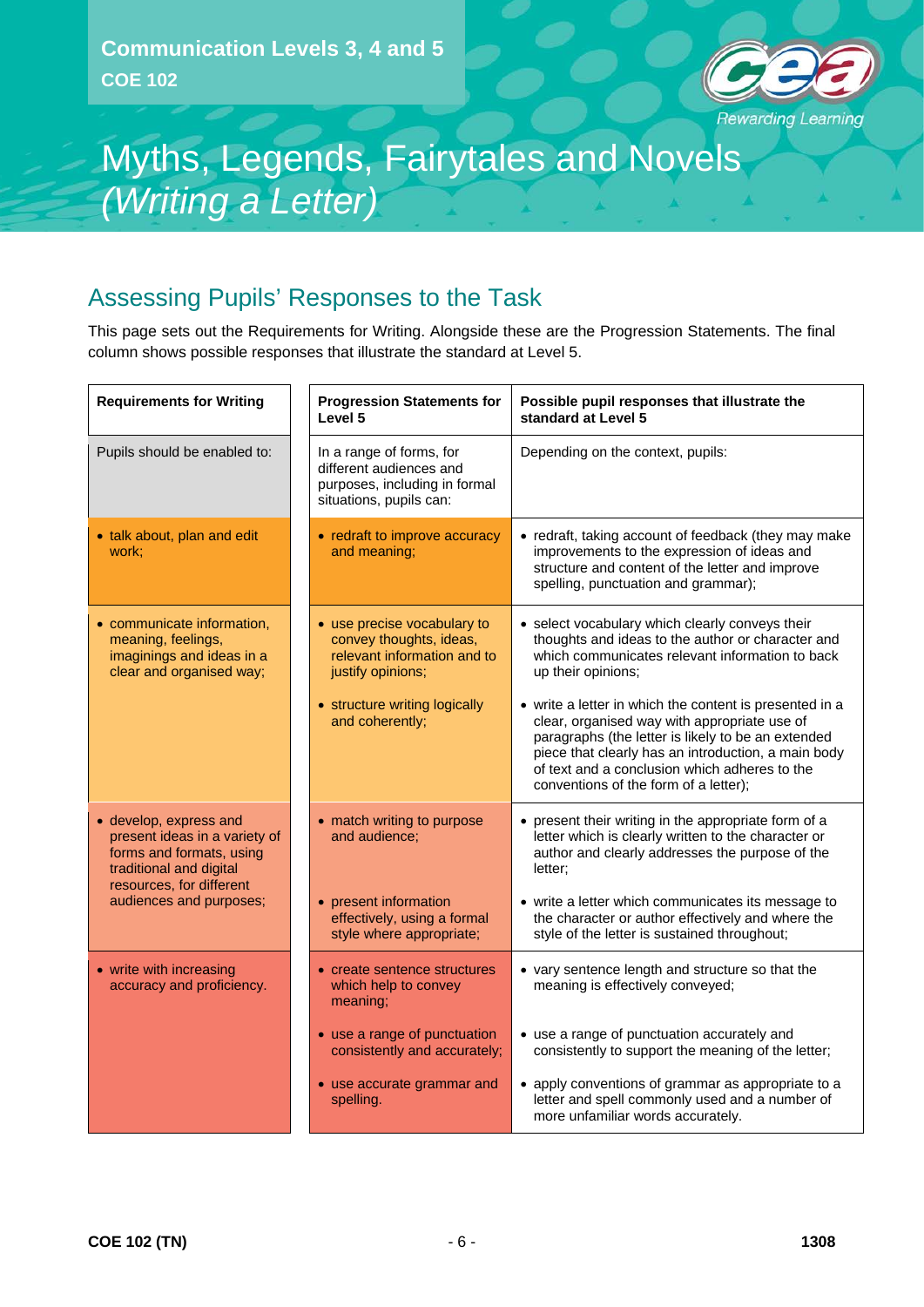Communication Levels 3, 4 and 5
COE 102

# Myths, Legends, Fairytales and Novels *(Writing a Letter)*

## Assessing Pupils' Responses to the Task

This page sets out the Requirements for Writing. Alongside these are the Progression Statements. The final column shows possible responses that illustrate the standard at Level 5.

| Requirements for Writing | Progression Statements for Level 5 | Possible pupil responses that illustrate the standard at Level 5 |
|---|---|---|
| Pupils should be enabled to: | In a range of forms, for different audiences and purposes, including in formal situations, pupils can: | Depending on the context, pupils: |
| • talk about, plan and edit work; | • redraft to improve accuracy and meaning; | • redraft, taking account of feedback (they may make improvements to the expression of ideas and structure and content of the letter and improve spelling, punctuation and grammar); |
| • communicate information, meaning, feelings, imaginings and ideas in a clear and organised way; | • use precise vocabulary to convey thoughts, ideas, relevant information and to justify opinions; | • select vocabulary which clearly conveys their thoughts and ideas to the author or character and which communicates relevant information to back up their opinions; |
| | • structure writing logically and coherently; | • write a letter in which the content is presented in a clear, organised way with appropriate use of paragraphs (the letter is likely to be an extended piece that clearly has an introduction, a main body of text and a conclusion which adheres to the conventions of the form of a letter); |
| • develop, express and present ideas in a variety of forms and formats, using traditional and digital resources, for different audiences and purposes; | • match writing to purpose and audience; | • present their writing in the appropriate form of a letter which is clearly written to the character or author and clearly addresses the purpose of the letter; |
| | • present information effectively, using a formal style where appropriate; | • write a letter which communicates its message to the character or author effectively and where the style of the letter is sustained throughout; |
| • write with increasing accuracy and proficiency. | • create sentence structures which help to convey meaning; | • vary sentence length and structure so that the meaning is effectively conveyed; |
| | • use a range of punctuation consistently and accurately; | • use a range of punctuation accurately and consistently to support the meaning of the letter; |
| | • use accurate grammar and spelling. | • apply conventions of grammar as appropriate to a letter and spell commonly used and a number of more unfamiliar words accurately. |